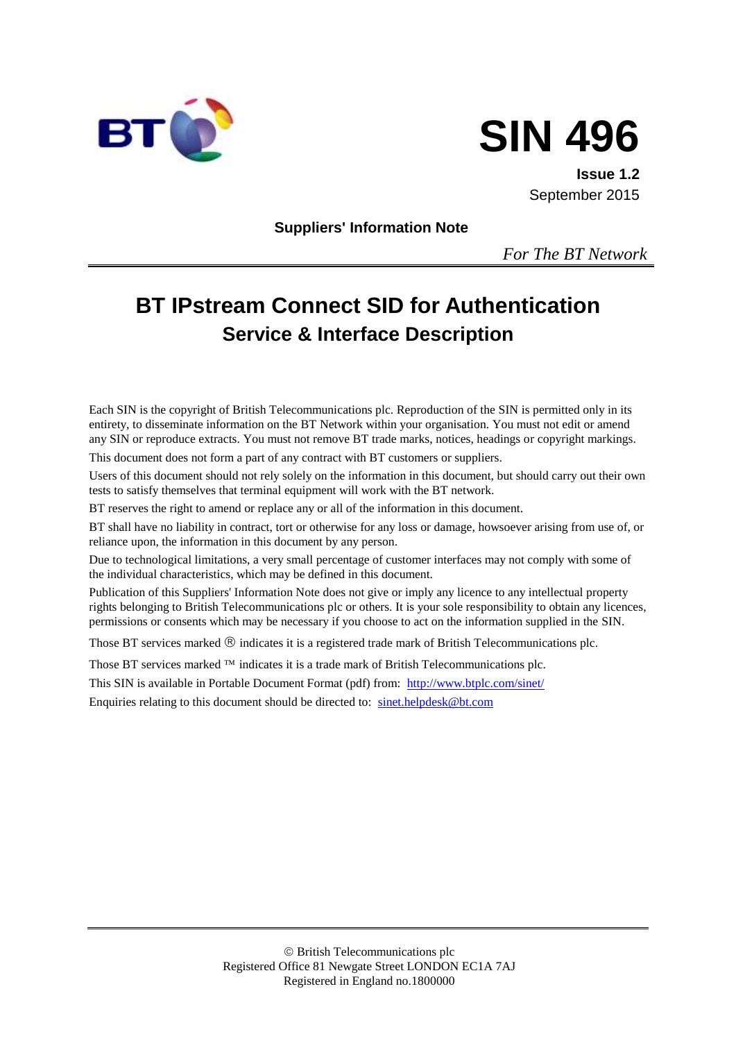# SIN 496

**Issue 1.2**
September 2015

**Suppliers' Information Note**

*For The BT Network*

# BT IPstream Connect SID for Authentication

## Service & Interface Description

Each SIN is the copyright of British Telecommunications plc. Reproduction of the SIN is permitted only in its entirety, to disseminate information on the BT Network within your organisation. You must not edit or amend any SIN or reproduce extracts. You must not remove BT trade marks, notices, headings or copyright markings.

This document does not form a part of any contract with BT customers or suppliers.

Users of this document should not rely solely on the information in this document, but should carry out their own tests to satisfy themselves that terminal equipment will work with the BT network.

BT reserves the right to amend or replace any or all of the information in this document.

BT shall have no liability in contract, tort or otherwise for any loss or damage, howsoever arising from use of, or reliance upon, the information in this document by any person.

Due to technological limitations, a very small percentage of customer interfaces may not comply with some of the individual characteristics, which may be defined in this document.

Publication of this Suppliers' Information Note does not give or imply any licence to any intellectual property rights belonging to British Telecommunications plc or others. It is your sole responsibility to obtain any licences, permissions or consents which may be necessary if you choose to act on the information supplied in the SIN.

Those BT services marked ® indicates it is a registered trade mark of British Telecommunications plc.

Those BT services marked ™ indicates it is a trade mark of British Telecommunications plc.

This SIN is available in Portable Document Format (pdf) from: http://www.btplc.com/sinet/

Enquiries relating to this document should be directed to: sinet.helpdesk@bt.com

© British Telecommunications plc
Registered Office 81 Newgate Street LONDON EC1A 7AJ
Registered in England no.1800000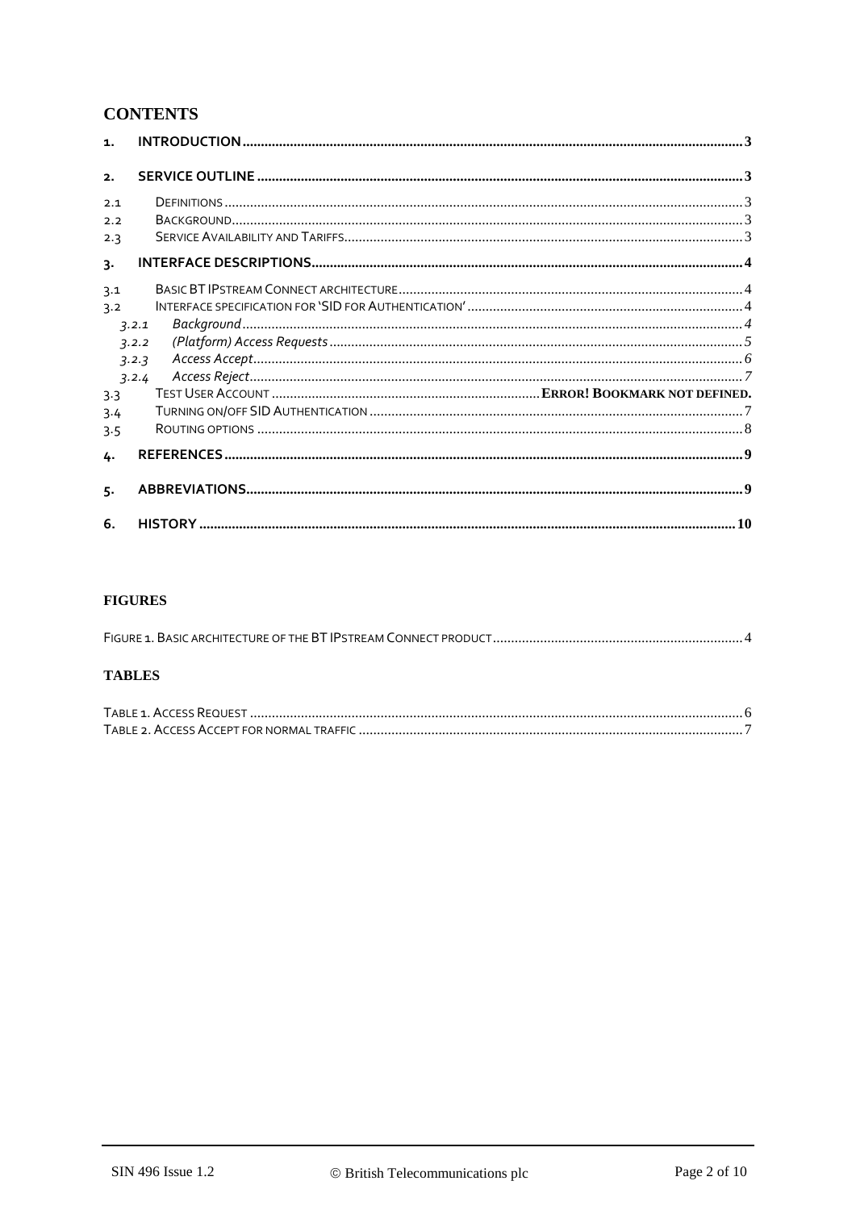## CONTENTS

1. INTRODUCTION ........................................................................ 3
2. SERVICE OUTLINE ........................................................................ 3
   - 2.1 DEFINITIONS ........................................................................ 3
   - 2.2 BACKGROUND ........................................................................ 3
   - 2.3 SERVICE AVAILABILITY AND TARIFFS ........................................................................ 3
3. INTERFACE DESCRIPTIONS ........................................................................ 4
   - 3.1 BASIC BT IPSTREAM CONNECT ARCHITECTURE ........................................................................ 4
   - 3.2 INTERFACE SPECIFICATION FOR 'SID FOR AUTHENTICATION' ........................................................................ 4
     - *3.2.1 Background* ........................................................................ *4*
     - *3.2.2 (Platform) Access Requests* ........................................................................ *5*
     - *3.2.3 Access Accept* ........................................................................ *6*
     - *3.2.4 Access Reject* ........................................................................ *7*
   - 3.3 TEST USER ACCOUNT ........................................................................ **ERROR! BOOKMARK NOT DEFINED.**
   - 3.4 TURNING ON/OFF SID AUTHENTICATION ........................................................................ 7
   - 3.5 ROUTING OPTIONS ........................................................................ 8
4. REFERENCES ........................................................................ 9
5. ABBREVIATIONS ........................................................................ 9
6. HISTORY ........................................................................ 10

### FIGURES

FIGURE 1. BASIC ARCHITECTURE OF THE BT IPSTREAM CONNECT PRODUCT ........................................................................ 4

### TABLES

TABLE 1. ACCESS REQUEST ........................................................................ 6

TABLE 2. ACCESS ACCEPT FOR NORMAL TRAFFIC ........................................................................ 7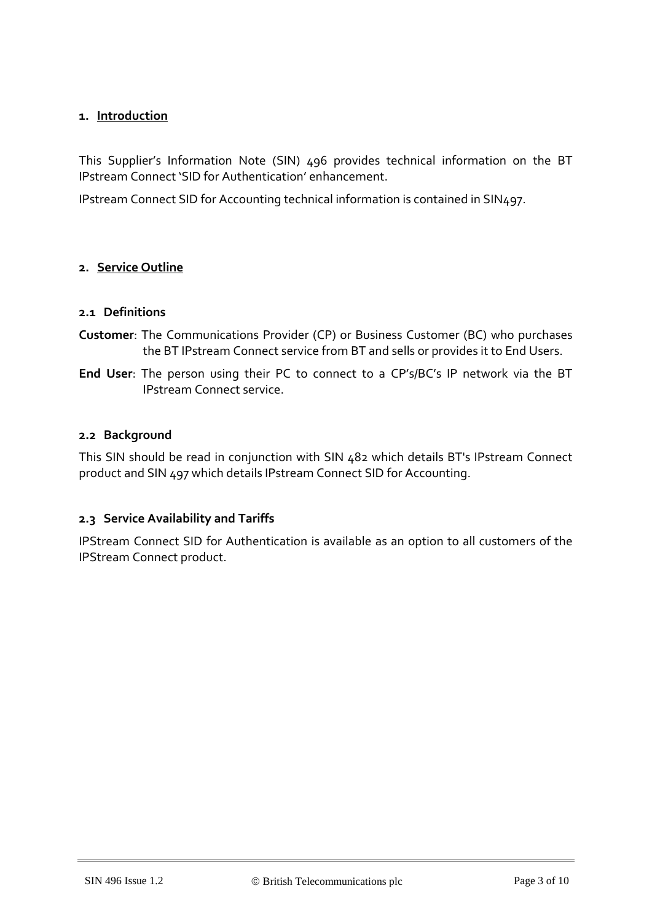## 1. Introduction

This Supplier's Information Note (SIN) 496 provides technical information on the BT IPstream Connect 'SID for Authentication' enhancement.

IPstream Connect SID for Accounting technical information is contained in SIN497.

## 2. Service Outline

### 2.1 Definitions

**Customer**: The Communications Provider (CP) or Business Customer (BC) who purchases the BT IPstream Connect service from BT and sells or provides it to End Users.

**End User**: The person using their PC to connect to a CP's/BC's IP network via the BT IPstream Connect service.

### 2.2 Background

This SIN should be read in conjunction with SIN 482 which details BT's IPstream Connect product and SIN 497 which details IPstream Connect SID for Accounting.

### 2.3 Service Availability and Tariffs

IPStream Connect SID for Authentication is available as an option to all customers of the IPStream Connect product.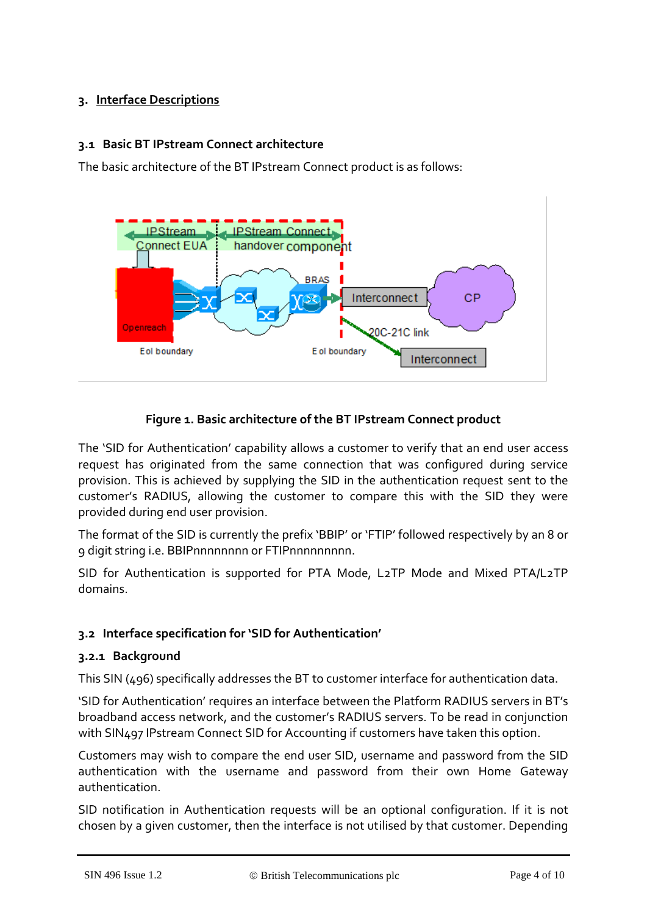## 3. Interface Descriptions

### 3.1 Basic BT IPstream Connect architecture

The basic architecture of the BT IPstream Connect product is as follows:

**Figure 1. Basic architecture of the BT IPstream Connect product**

The 'SID for Authentication' capability allows a customer to verify that an end user access request has originated from the same connection that was configured during service provision. This is achieved by supplying the SID in the authentication request sent to the customer's RADIUS, allowing the customer to compare this with the SID they were provided during end user provision.

The format of the SID is currently the prefix 'BBIP' or 'FTIP' followed respectively by an 8 or 9 digit string i.e. BBIPnnnnnnnn or FTIPnnnnnnnnn.

SID for Authentication is supported for PTA Mode, L2TP Mode and Mixed PTA/L2TP domains.

### 3.2 Interface specification for 'SID for Authentication'

#### 3.2.1 Background

This SIN (496) specifically addresses the BT to customer interface for authentication data.

'SID for Authentication' requires an interface between the Platform RADIUS servers in BT's broadband access network, and the customer's RADIUS servers. To be read in conjunction with SIN497 IPstream Connect SID for Accounting if customers have taken this option.

Customers may wish to compare the end user SID, username and password from the SID authentication with the username and password from their own Home Gateway authentication.

SID notification in Authentication requests will be an optional configuration. If it is not chosen by a given customer, then the interface is not utilised by that customer. Depending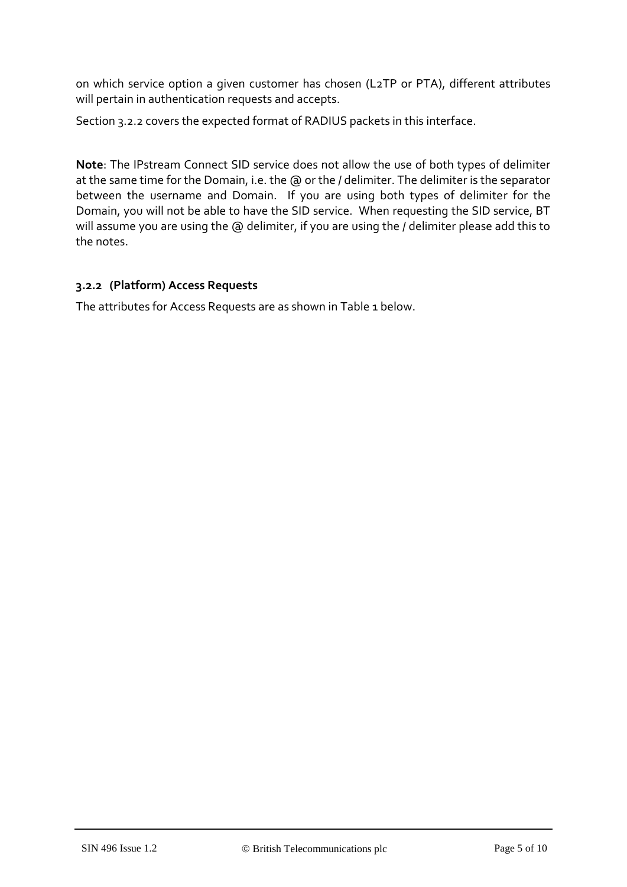on which service option a given customer has chosen (L2TP or PTA), different attributes will pertain in authentication requests and accepts.

Section 3.2.2 covers the expected format of RADIUS packets in this interface.

**Note**: The IPstream Connect SID service does not allow the use of both types of delimiter at the same time for the Domain, i.e. the @ or the / delimiter. The delimiter is the separator between the username and Domain. If you are using both types of delimiter for the Domain, you will not be able to have the SID service. When requesting the SID service, BT will assume you are using the @ delimiter, if you are using the / delimiter please add this to the notes.

### 3.2.2 (Platform) Access Requests

The attributes for Access Requests are as shown in Table 1 below.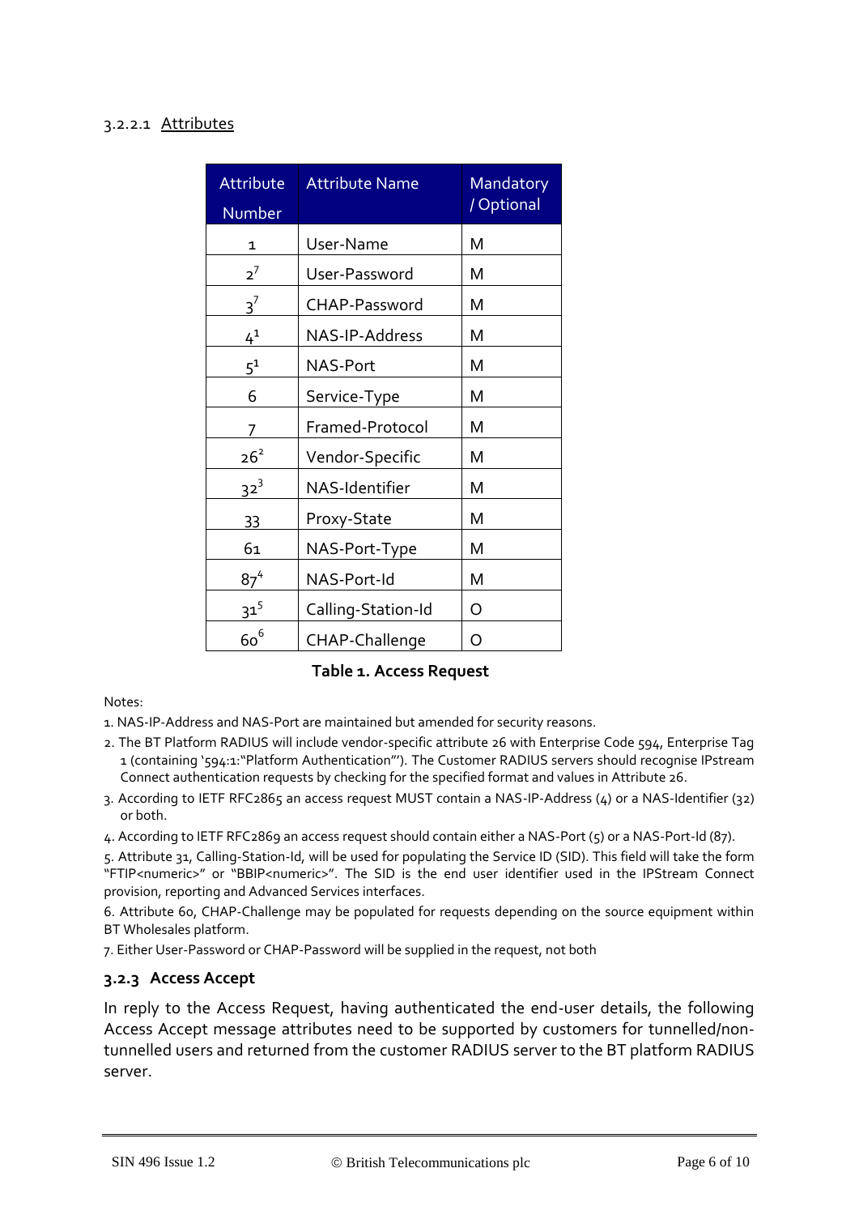#### 3.2.2.1 Attributes

| Attribute Number | Attribute Name | Mandatory / Optional |
|---|---|---|
| 1 | User-Name | M |
| 2[7] | User-Password | M |
| 3[7] | CHAP-Password | M |
| 4[1] | NAS-IP-Address | M |
| 5[1] | NAS-Port | M |
| 6 | Service-Type | M |
| 7 | Framed-Protocol | M |
| 26[2] | Vendor-Specific | M |
| 32[3] | NAS-Identifier | M |
| 33 | Proxy-State | M |
| 61 | NAS-Port-Type | M |
| 87[4] | NAS-Port-Id | M |
| 31[5] | Calling-Station-Id | O |
| 60[6] | CHAP-Challenge | O |

**Table 1. Access Request**

Notes:

1. NAS-IP-Address and NAS-Port are maintained but amended for security reasons.
2. The BT Platform RADIUS will include vendor-specific attribute 26 with Enterprise Code 594, Enterprise Tag 1 (containing '594:1:"Platform Authentication"'). The Customer RADIUS servers should recognise IPstream Connect authentication requests by checking for the specified format and values in Attribute 26.
3. According to IETF RFC2865 an access request MUST contain a NAS-IP-Address (4) or a NAS-Identifier (32) or both.
4. According to IETF RFC2869 an access request should contain either a NAS-Port (5) or a NAS-Port-Id (87).
5. Attribute 31, Calling-Station-Id, will be used for populating the Service ID (SID). This field will take the form "FTIP<numeric>" or "BBIP<numeric>". The SID is the end user identifier used in the IPStream Connect provision, reporting and Advanced Services interfaces.
6. Attribute 60, CHAP-Challenge may be populated for requests depending on the source equipment within BT Wholesales platform.
7. Either User-Password or CHAP-Password will be supplied in the request, not both

### 3.2.3 Access Accept

In reply to the Access Request, having authenticated the end-user details, the following Access Accept message attributes need to be supported by customers for tunnelled/non-tunnelled users and returned from the customer RADIUS server to the BT platform RADIUS server.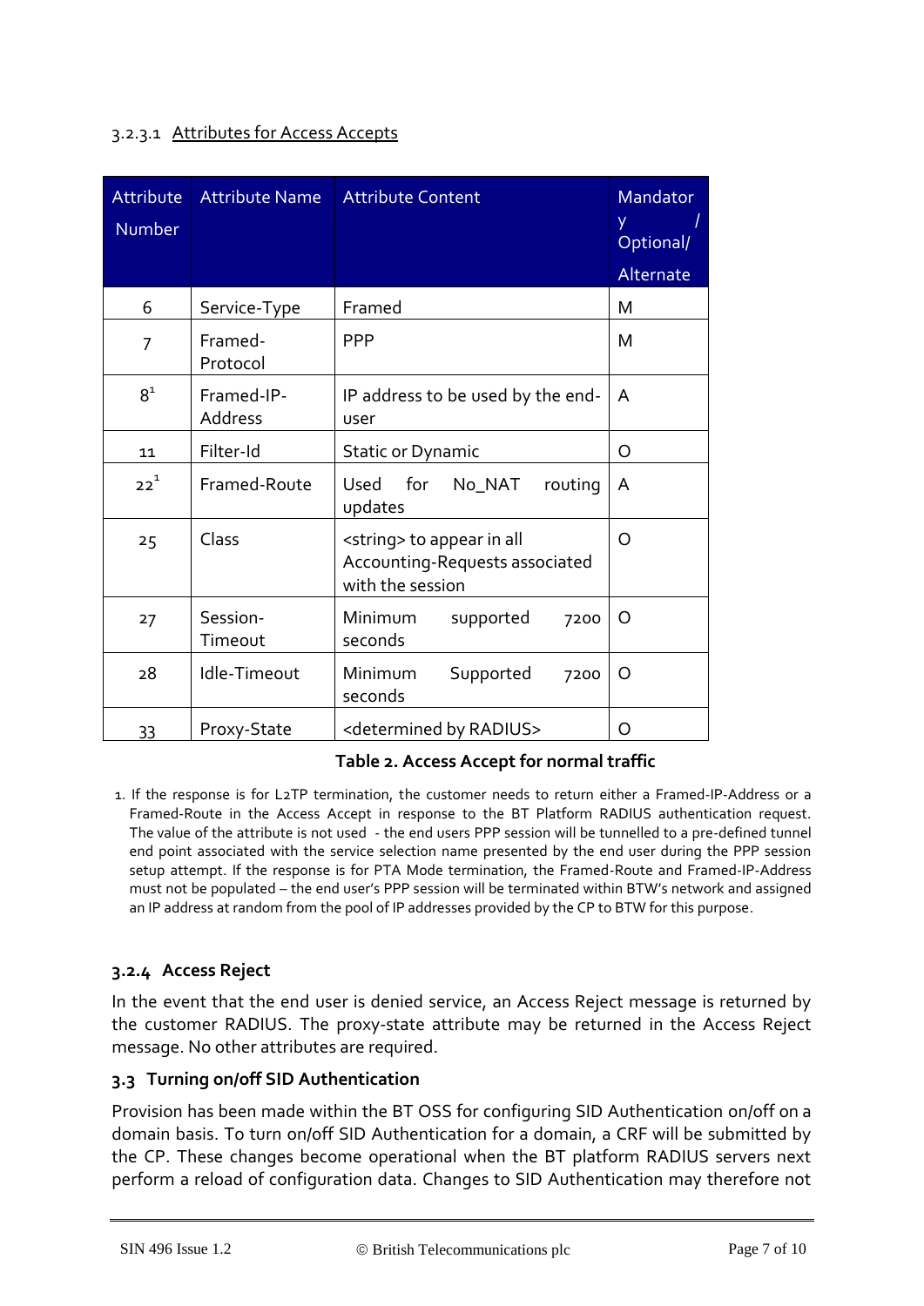#### 3.2.3.1 Attributes for Access Accepts

| Attribute Number | Attribute Name | Attribute Content | Mandatory / Optional/ Alternate |
|---|---|---|---|
| 6 | Service-Type | Framed | M |
| 7 | Framed-Protocol | PPP | M |
| 8[1] | Framed-IP-Address | IP address to be used by the end-user | A |
| 11 | Filter-Id | Static or Dynamic | O |
| 22[1] | Framed-Route | Used for No_NAT routing updates | A |
| 25 | Class | <string> to appear in all Accounting-Requests associated with the session | O |
| 27 | Session-Timeout | Minimum supported 7200 seconds | O |
| 28 | Idle-Timeout | Minimum Supported 7200 seconds | O |
| 33 | Proxy-State | <determined by RADIUS> | O |

**Table 2. Access Accept for normal traffic**

1. If the response is for L2TP termination, the customer needs to return either a Framed-IP-Address or a Framed-Route in the Access Accept in response to the BT Platform RADIUS authentication request. The value of the attribute is not used - the end users PPP session will be tunnelled to a pre-defined tunnel end point associated with the service selection name presented by the end user during the PPP session setup attempt. If the response is for PTA Mode termination, the Framed-Route and Framed-IP-Address must not be populated – the end user's PPP session will be terminated within BTW's network and assigned an IP address at random from the pool of IP addresses provided by the CP to BTW for this purpose.

### 3.2.4 Access Reject

In the event that the end user is denied service, an Access Reject message is returned by the customer RADIUS. The proxy-state attribute may be returned in the Access Reject message. No other attributes are required.

## 3.3 Turning on/off SID Authentication

Provision has been made within the BT OSS for configuring SID Authentication on/off on a domain basis. To turn on/off SID Authentication for a domain, a CRF will be submitted by the CP. These changes become operational when the BT platform RADIUS servers next perform a reload of configuration data. Changes to SID Authentication may therefore not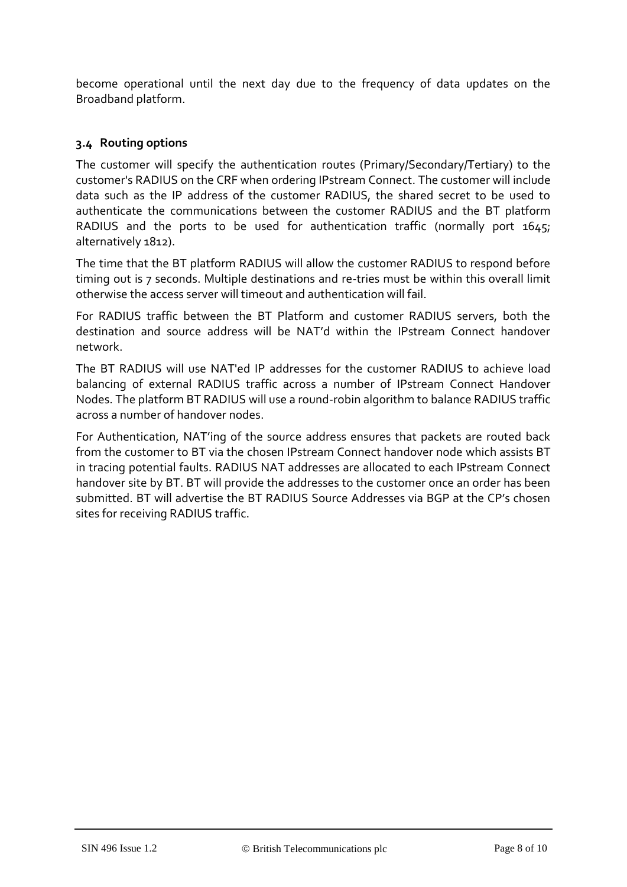become operational until the next day due to the frequency of data updates on the Broadband platform.

### 3.4 Routing options

The customer will specify the authentication routes (Primary/Secondary/Tertiary) to the customer's RADIUS on the CRF when ordering IPstream Connect. The customer will include data such as the IP address of the customer RADIUS, the shared secret to be used to authenticate the communications between the customer RADIUS and the BT platform RADIUS and the ports to be used for authentication traffic (normally port 1645; alternatively 1812).

The time that the BT platform RADIUS will allow the customer RADIUS to respond before timing out is 7 seconds. Multiple destinations and re-tries must be within this overall limit otherwise the access server will timeout and authentication will fail.

For RADIUS traffic between the BT Platform and customer RADIUS servers, both the destination and source address will be NAT'd within the IPstream Connect handover network.

The BT RADIUS will use NAT'ed IP addresses for the customer RADIUS to achieve load balancing of external RADIUS traffic across a number of IPstream Connect Handover Nodes. The platform BT RADIUS will use a round-robin algorithm to balance RADIUS traffic across a number of handover nodes.

For Authentication, NAT'ing of the source address ensures that packets are routed back from the customer to BT via the chosen IPstream Connect handover node which assists BT in tracing potential faults. RADIUS NAT addresses are allocated to each IPstream Connect handover site by BT. BT will provide the addresses to the customer once an order has been submitted. BT will advertise the BT RADIUS Source Addresses via BGP at the CP's chosen sites for receiving RADIUS traffic.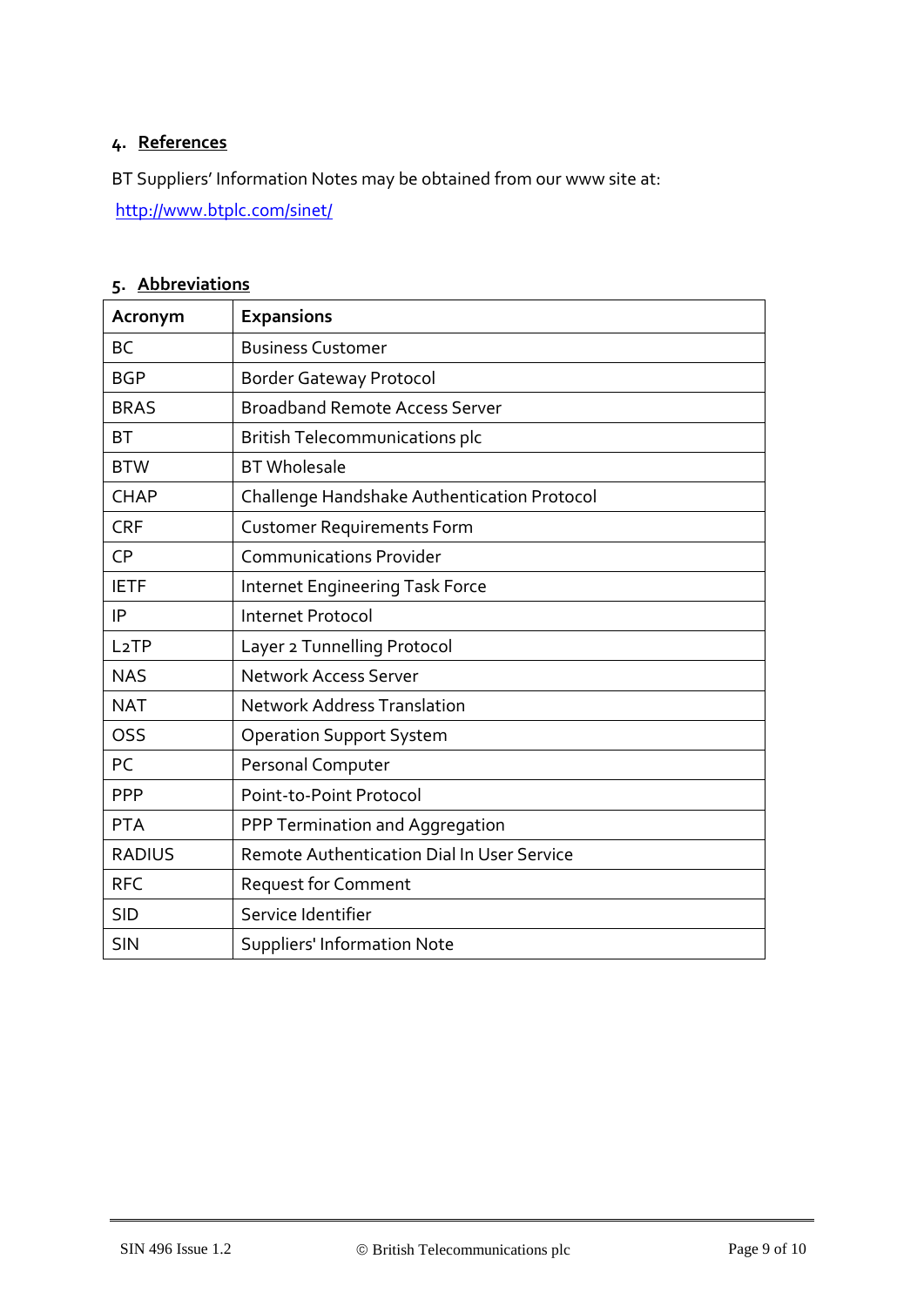## 4. References

BT Suppliers' Information Notes may be obtained from our www site at:

http://www.btplc.com/sinet/

## 5. Abbreviations

| Acronym | Expansions |
|---|---|
| BC | Business Customer |
| BGP | Border Gateway Protocol |
| BRAS | Broadband Remote Access Server |
| BT | British Telecommunications plc |
| BTW | BT Wholesale |
| CHAP | Challenge Handshake Authentication Protocol |
| CRF | Customer Requirements Form |
| CP | Communications Provider |
| IETF | Internet Engineering Task Force |
| IP | Internet Protocol |
| L2TP | Layer 2 Tunnelling Protocol |
| NAS | Network Access Server |
| NAT | Network Address Translation |
| OSS | Operation Support System |
| PC | Personal Computer |
| PPP | Point-to-Point Protocol |
| PTA | PPP Termination and Aggregation |
| RADIUS | Remote Authentication Dial In User Service |
| RFC | Request for Comment |
| SID | Service Identifier |
| SIN | Suppliers' Information Note |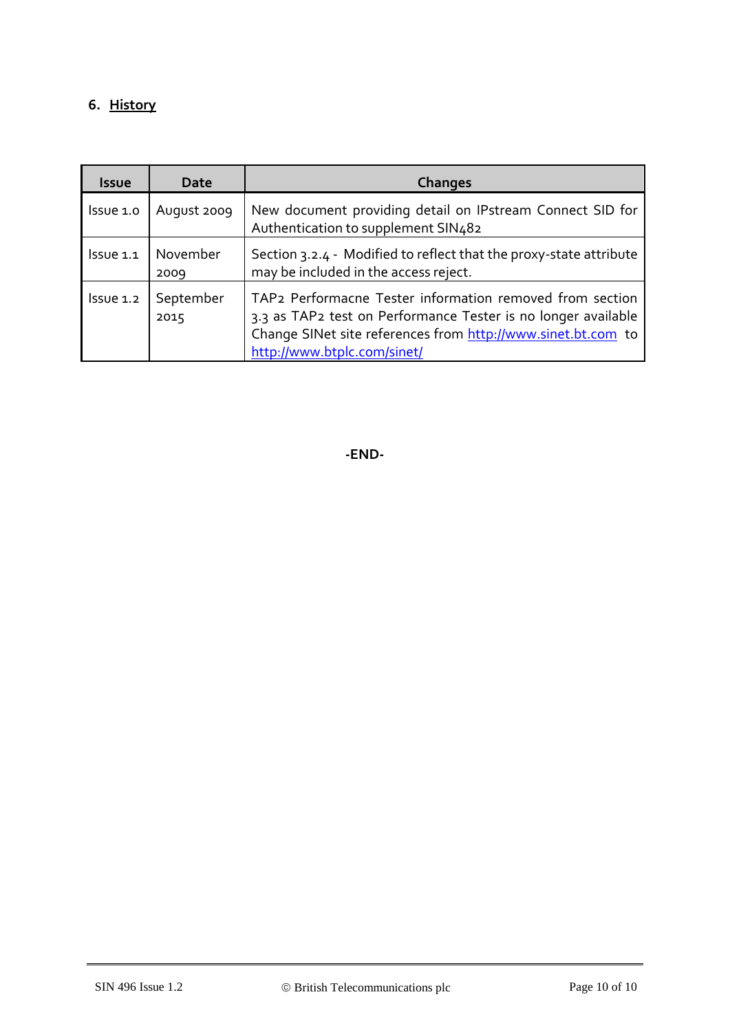## 6. History

| Issue | Date | Changes |
|---|---|---|
| Issue 1.0 | August 2009 | New document providing detail on IPstream Connect SID for Authentication to supplement SIN482 |
| Issue 1.1 | November 2009 | Section 3.2.4 - Modified to reflect that the proxy-state attribute may be included in the access reject. |
| Issue 1.2 | September 2015 | TAP2 Performacne Tester information removed from section 3.3 as TAP2 test on Performance Tester is no longer available Change SINet site references from http://www.sinet.bt.com to http://www.btplc.com/sinet/ |

**-END-**